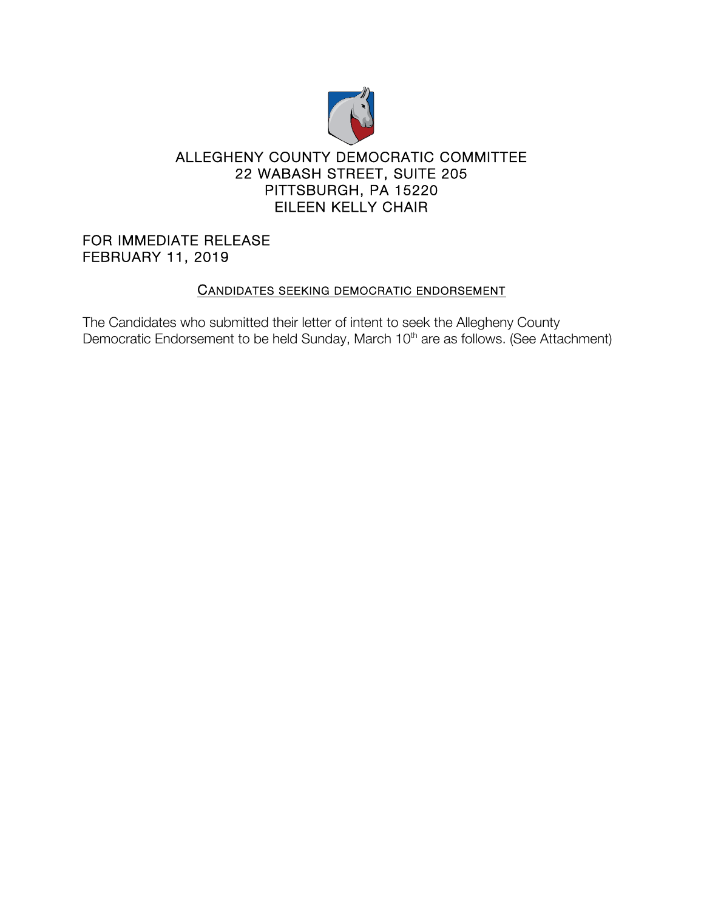# ALLEGHENY COUNTY DEMOCRATIC COMMITTEE
22 WABASH STREET, SUITE 205
PITTSBURGH, PA 15220
EILEEN KELLY CHAIR

FOR IMMEDIATE RELEASE
FEBRUARY 11, 2019

## CANDIDATES SEEKING DEMOCRATIC ENDORSEMENT

The Candidates who submitted their letter of intent to seek the Allegheny County Democratic Endorsement to be held Sunday, March 10th are as follows. (See Attachment)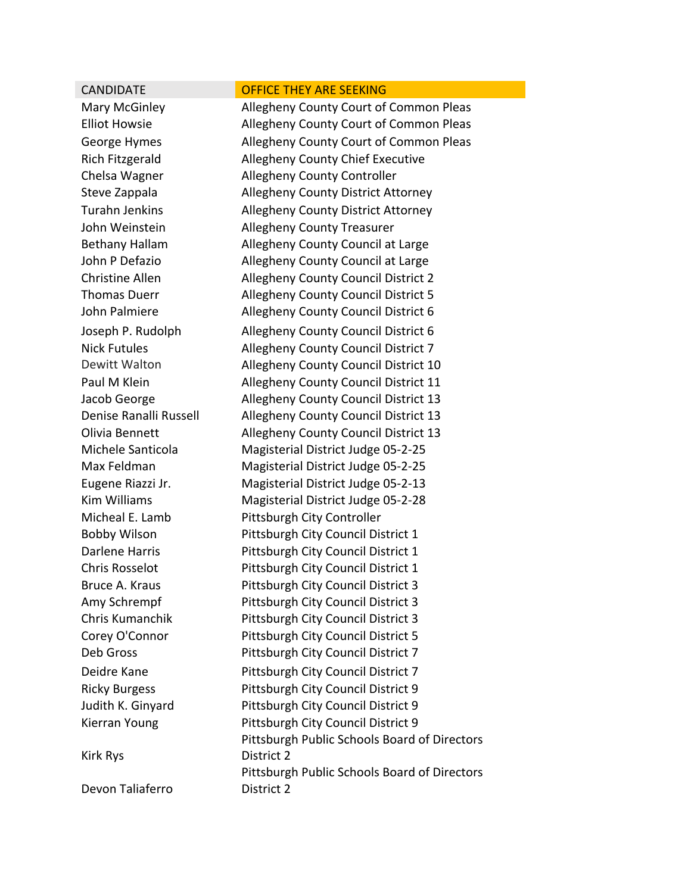| CANDIDATE | OFFICE THEY ARE SEEKING |
| --- | --- |
| Mary McGinley | Allegheny County Court of Common Pleas |
| Elliot Howsie | Allegheny County Court of Common Pleas |
| George Hymes | Allegheny County Court of Common Pleas |
| Rich Fitzgerald | Allegheny County Chief Executive |
| Chelsa Wagner | Allegheny County Controller |
| Steve Zappala | Allegheny County District Attorney |
| Turahn Jenkins | Allegheny County District Attorney |
| John Weinstein | Allegheny County Treasurer |
| Bethany Hallam | Allegheny County Council at Large |
| John P Defazio | Allegheny County Council at Large |
| Christine Allen | Allegheny County Council District 2 |
| Thomas Duerr | Allegheny County Council District 5 |
| John Palmiere | Allegheny County Council District 6 |
| Joseph P. Rudolph | Allegheny County Council District 6 |
| Nick Futules | Allegheny County Council District 7 |
| Dewitt Walton | Allegheny County Council District 10 |
| Paul M Klein | Allegheny County Council District 11 |
| Jacob George | Allegheny County Council District 13 |
| Denise Ranalli Russell | Allegheny County Council District 13 |
| Olivia Bennett | Allegheny County Council District 13 |
| Michele Santicola | Magisterial District Judge 05-2-25 |
| Max Feldman | Magisterial District Judge 05-2-25 |
| Eugene Riazzi Jr. | Magisterial District Judge 05-2-13 |
| Kim Williams | Magisterial District Judge 05-2-28 |
| Micheal E. Lamb | Pittsburgh City Controller |
| Bobby Wilson | Pittsburgh City Council District 1 |
| Darlene Harris | Pittsburgh City Council District 1 |
| Chris Rosselot | Pittsburgh City Council District 1 |
| Bruce A. Kraus | Pittsburgh City Council District 3 |
| Amy Schrempf | Pittsburgh City Council District 3 |
| Chris Kumanchik | Pittsburgh City Council District 3 |
| Corey O'Connor | Pittsburgh City Council District 5 |
| Deb Gross | Pittsburgh City Council District 7 |
| Deidre Kane | Pittsburgh City Council District 7 |
| Ricky Burgess | Pittsburgh City Council District 9 |
| Judith K. Ginyard | Pittsburgh City Council District 9 |
| Kierran Young | Pittsburgh City Council District 9 |
| Kirk Rys | Pittsburgh Public Schools Board of Directors District 2 |
| Devon Taliaferro | Pittsburgh Public Schools Board of Directors District 2 |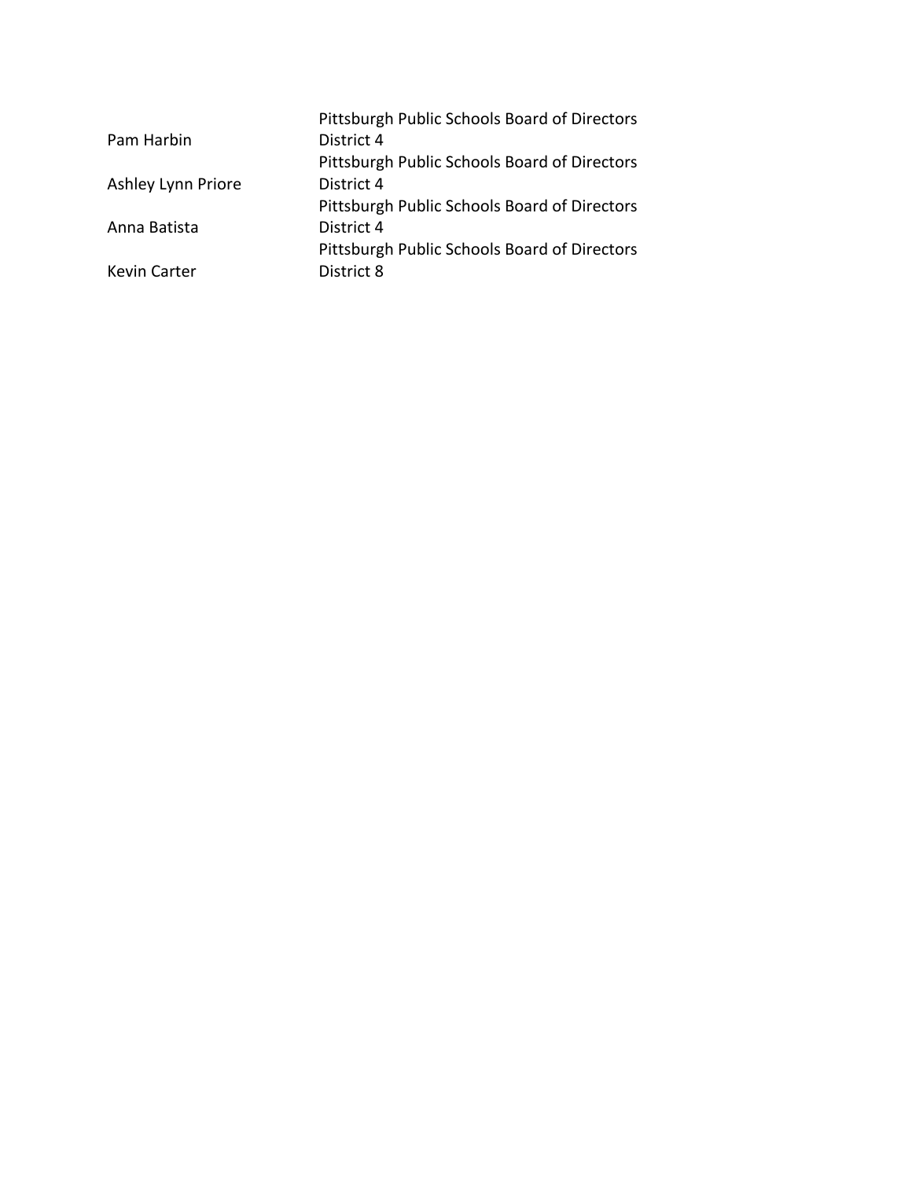| | |
|---|---|
| Pam Harbin | Pittsburgh Public Schools Board of Directors District 4 |
| Ashley Lynn Priore | Pittsburgh Public Schools Board of Directors District 4 |
| Anna Batista | Pittsburgh Public Schools Board of Directors District 4 |
| Kevin Carter | Pittsburgh Public Schools Board of Directors District 8 |